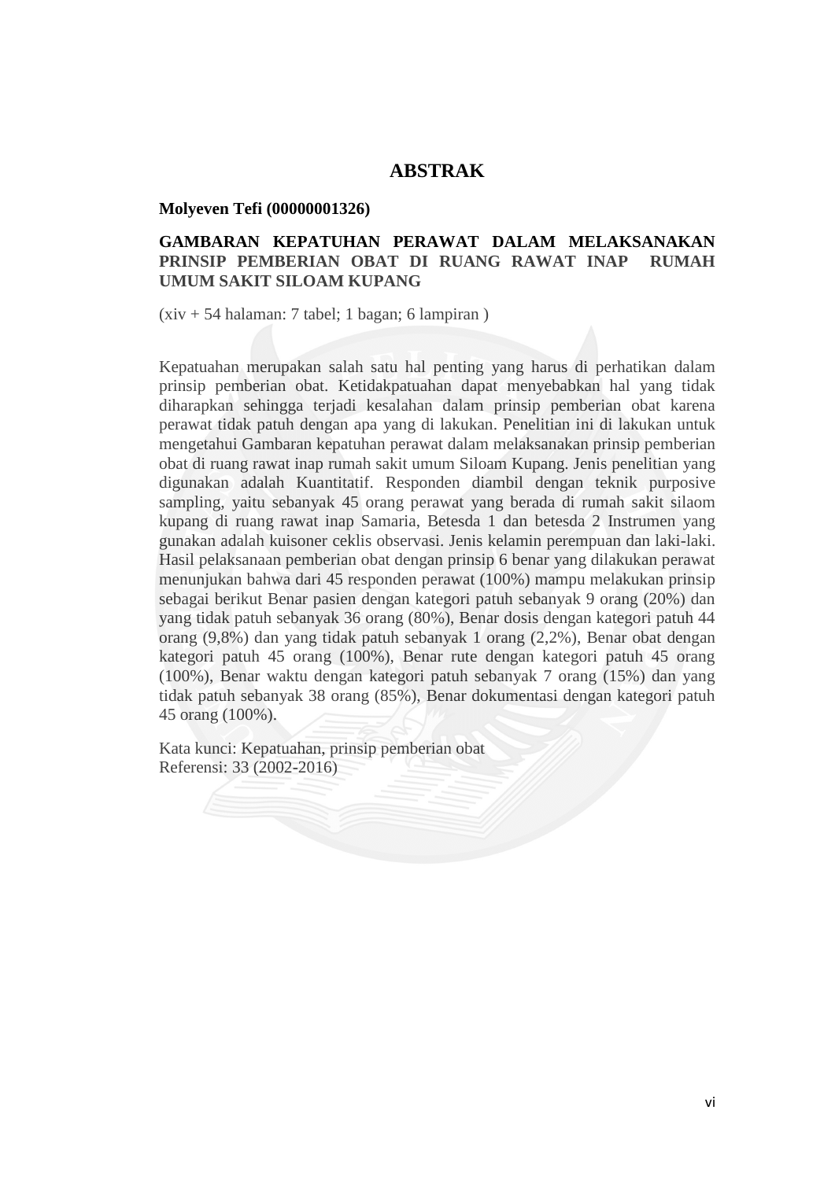# ABSTRAK

**Molyeven Tefi (00000001326)**

**GAMBARAN KEPATUHAN PERAWAT DALAM MELAKSANAKAN PRINSIP PEMBERIAN OBAT DI RUANG RAWAT INAP RUMAH UMUM SAKIT SILOAM KUPANG**

(xiv + 54 halaman: 7 tabel; 1 bagan; 6 lampiran )

Kepatuahan merupakan salah satu hal penting yang harus di perhatikan dalam prinsip pemberian obat. Ketidakpatuahan dapat menyebabkan hal yang tidak diharapkan sehingga terjadi kesalahan dalam prinsip pemberian obat karena perawat tidak patuh dengan apa yang di lakukan. Penelitian ini di lakukan untuk mengetahui Gambaran kepatuhan perawat dalam melaksanakan prinsip pemberian obat di ruang rawat inap rumah sakit umum Siloam Kupang. Jenis penelitian yang digunakan adalah Kuantitatif. Responden diambil dengan teknik purposive sampling, yaitu sebanyak 45 orang perawat yang berada di rumah sakit silaom kupang di ruang rawat inap Samaria, Betesda 1 dan betesda 2 Instrumen yang gunakan adalah kuisoner ceklis observasi. Jenis kelamin perempuan dan laki-laki. Hasil pelaksanaan pemberian obat dengan prinsip 6 benar yang dilakukan perawat menunjukan bahwa dari 45 responden perawat (100%) mampu melakukan prinsip sebagai berikut Benar pasien dengan kategori patuh sebanyak 9 orang (20%) dan yang tidak patuh sebanyak 36 orang (80%), Benar dosis dengan kategori patuh 44 orang (9,8%) dan yang tidak patuh sebanyak 1 orang (2,2%), Benar obat dengan kategori patuh 45 orang (100%), Benar rute dengan kategori patuh 45 orang (100%), Benar waktu dengan kategori patuh sebanyak 7 orang (15%) dan yang tidak patuh sebanyak 38 orang (85%), Benar dokumentasi dengan kategori patuh 45 orang (100%).

Kata kunci: Kepatuahan, prinsip pemberian obat
Referensi: 33 (2002-2016)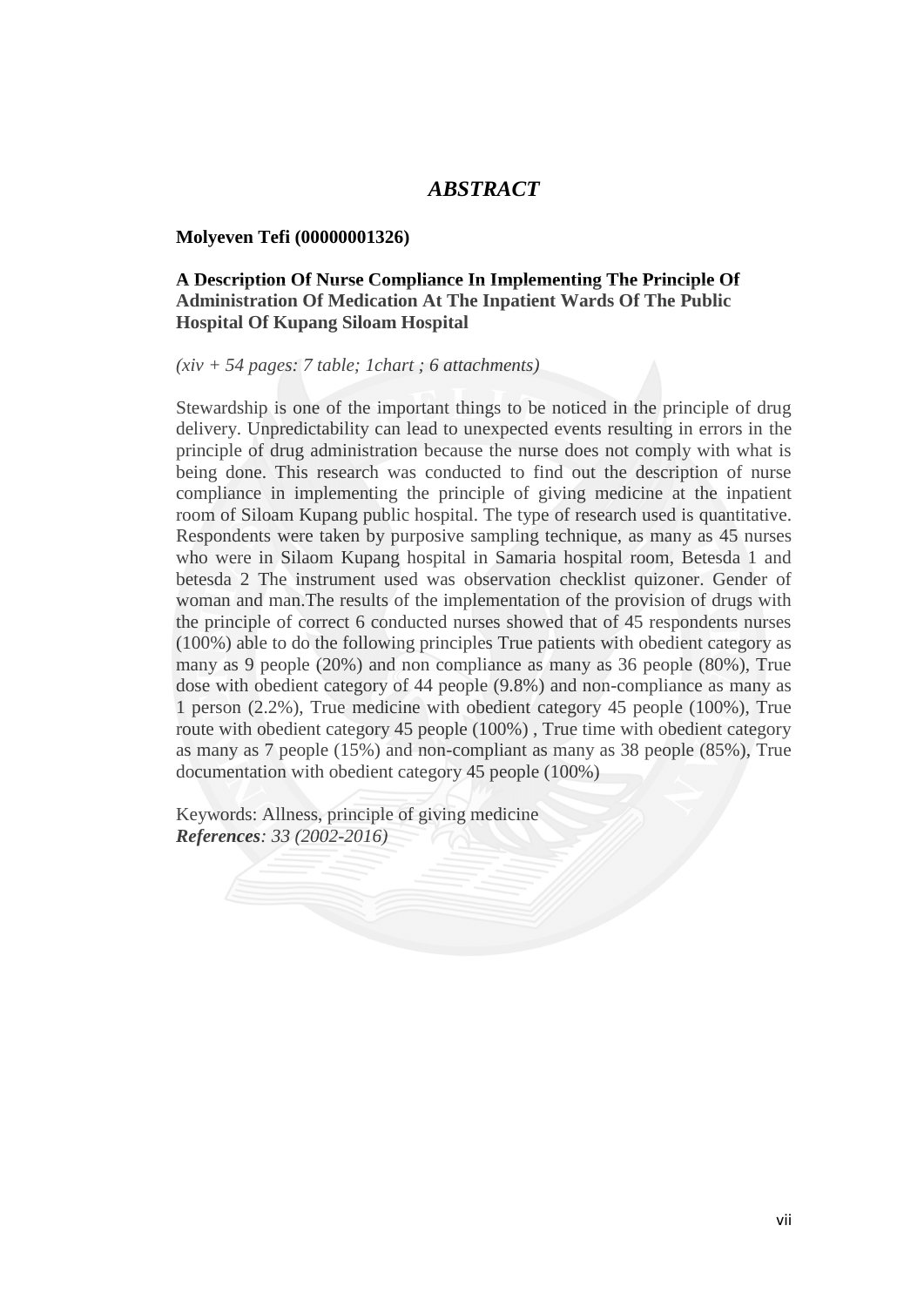## *ABSTRACT*

**Molyeven Tefi (00000001326)**

**A Description Of Nurse Compliance In Implementing The Principle Of Administration Of Medication At The Inpatient Wards Of The Public Hospital Of Kupang Siloam Hospital**

*(xiv + 54 pages: 7 table; 1chart ; 6 attachments)*

Stewardship is one of the important things to be noticed in the principle of drug delivery. Unpredictability can lead to unexpected events resulting in errors in the principle of drug administration because the nurse does not comply with what is being done. This research was conducted to find out the description of nurse compliance in implementing the principle of giving medicine at the inpatient room of Siloam Kupang public hospital. The type of research used is quantitative. Respondents were taken by purposive sampling technique, as many as 45 nurses who were in Silaom Kupang hospital in Samaria hospital room, Betesda 1 and betesda 2 The instrument used was observation checklist quizoner. Gender of woman and man.The results of the implementation of the provision of drugs with the principle of correct 6 conducted nurses showed that of 45 respondents nurses (100%) able to do the following principles True patients with obedient category as many as 9 people (20%) and non compliance as many as 36 people (80%), True dose with obedient category of 44 people (9.8%) and non-compliance as many as 1 person (2.2%), True medicine with obedient category 45 people (100%), True route with obedient category 45 people (100%) , True time with obedient category as many as 7 people (15%) and non-compliant as many as 38 people (85%), True documentation with obedient category 45 people (100%)

Keywords: Allness, principle of giving medicine
***References**: 33 (2002-2016)*